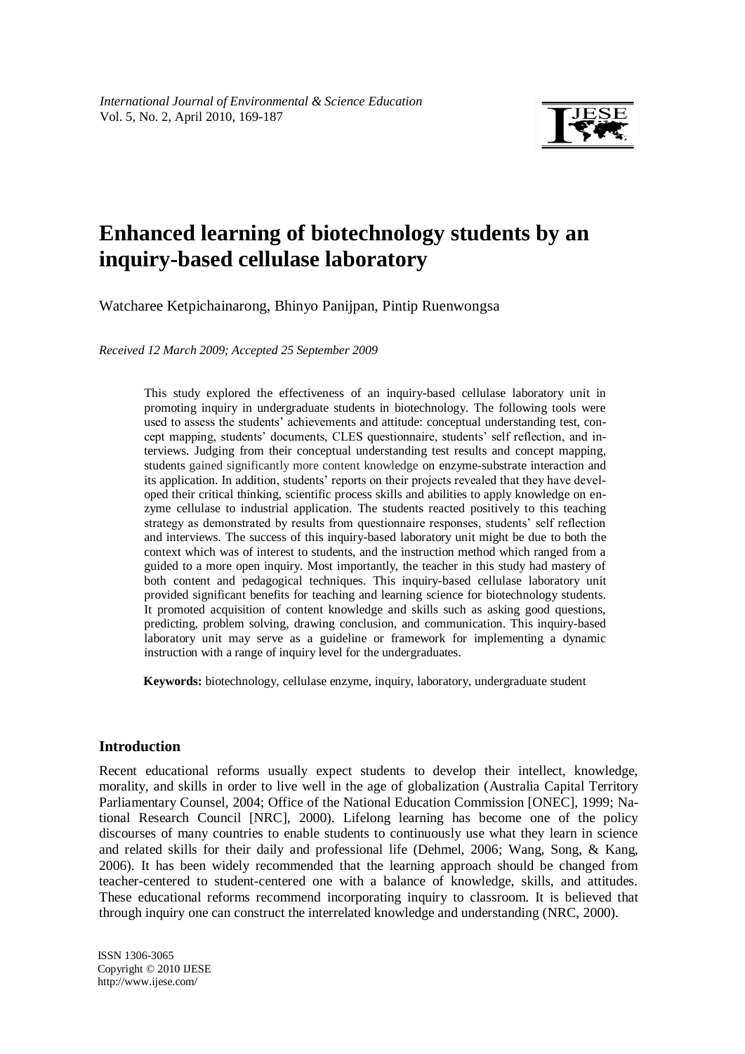# Enhanced learning of biotechnology students by an inquiry-based cellulase laboratory

Watcharee Ketpichainarong, Bhinyo Panijpan, Pintip Ruenwongsa

*Received 12 March 2009; Accepted 25 September 2009*

This study explored the effectiveness of an inquiry-based cellulase laboratory unit in promoting inquiry in undergraduate students in biotechnology. The following tools were used to assess the students' achievements and attitude: conceptual understanding test, concept mapping, students' documents, CLES questionnaire, students' self reflection, and interviews. Judging from their conceptual understanding test results and concept mapping, students gained significantly more content knowledge on enzyme-substrate interaction and its application. In addition, students' reports on their projects revealed that they have developed their critical thinking, scientific process skills and abilities to apply knowledge on enzyme cellulase to industrial application. The students reacted positively to this teaching strategy as demonstrated by results from questionnaire responses, students' self reflection and interviews. The success of this inquiry-based laboratory unit might be due to both the context which was of interest to students, and the instruction method which ranged from a guided to a more open inquiry. Most importantly, the teacher in this study had mastery of both content and pedagogical techniques. This inquiry-based cellulase laboratory unit provided significant benefits for teaching and learning science for biotechnology students. It promoted acquisition of content knowledge and skills such as asking good questions, predicting, problem solving, drawing conclusion, and communication. This inquiry-based laboratory unit may serve as a guideline or framework for implementing a dynamic instruction with a range of inquiry level for the undergraduates.

**Keywords:** biotechnology, cellulase enzyme, inquiry, laboratory, undergraduate student

## Introduction

Recent educational reforms usually expect students to develop their intellect, knowledge, morality, and skills in order to live well in the age of globalization (Australia Capital Territory Parliamentary Counsel, 2004; Office of the National Education Commission [ONEC], 1999; National Research Council [NRC], 2000). Lifelong learning has become one of the policy discourses of many countries to enable students to continuously use what they learn in science and related skills for their daily and professional life (Dehmel, 2006; Wang, Song, & Kang, 2006). It has been widely recommended that the learning approach should be changed from teacher-centered to student-centered one with a balance of knowledge, skills, and attitudes. These educational reforms recommend incorporating inquiry to classroom. It is believed that through inquiry one can construct the interrelated knowledge and understanding (NRC, 2000).

ISSN 1306-3065
Copyright © 2010 IJESE
http://www.ijese.com/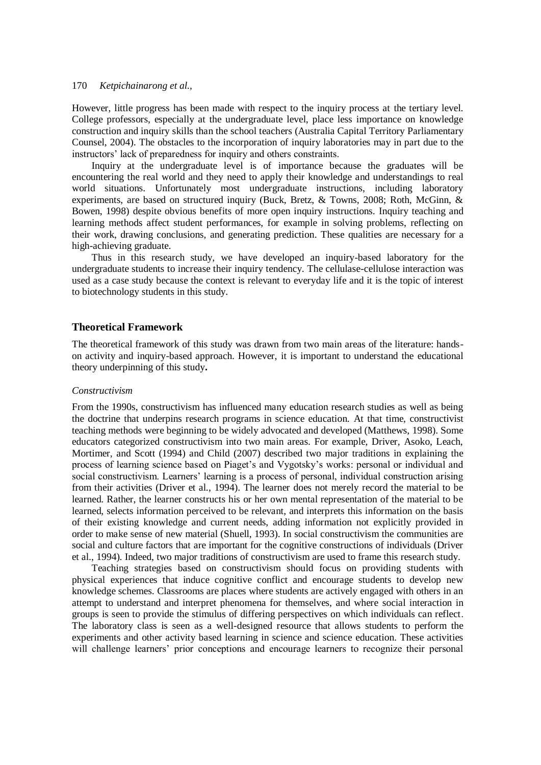However, little progress has been made with respect to the inquiry process at the tertiary level. College professors, especially at the undergraduate level, place less importance on knowledge construction and inquiry skills than the school teachers (Australia Capital Territory Parliamentary Counsel, 2004). The obstacles to the incorporation of inquiry laboratories may in part due to the instructors' lack of preparedness for inquiry and others constraints.

Inquiry at the undergraduate level is of importance because the graduates will be encountering the real world and they need to apply their knowledge and understandings to real world situations. Unfortunately most undergraduate instructions, including laboratory experiments, are based on structured inquiry (Buck, Bretz, & Towns, 2008; Roth, McGinn, & Bowen, 1998) despite obvious benefits of more open inquiry instructions. Inquiry teaching and learning methods affect student performances, for example in solving problems, reflecting on their work, drawing conclusions, and generating prediction. These qualities are necessary for a high-achieving graduate.

Thus in this research study, we have developed an inquiry-based laboratory for the undergraduate students to increase their inquiry tendency. The cellulase-cellulose interaction was used as a case study because the context is relevant to everyday life and it is the topic of interest to biotechnology students in this study.

## Theoretical Framework

The theoretical framework of this study was drawn from two main areas of the literature: hands-on activity and inquiry-based approach. However, it is important to understand the educational theory underpinning of this study**.**

### *Constructivism*

From the 1990s, constructivism has influenced many education research studies as well as being the doctrine that underpins research programs in science education. At that time, constructivist teaching methods were beginning to be widely advocated and developed (Matthews, 1998). Some educators categorized constructivism into two main areas. For example, Driver, Asoko, Leach, Mortimer, and Scott (1994) and Child (2007) described two major traditions in explaining the process of learning science based on Piaget's and Vygotsky's works: personal or individual and social constructivism. Learners' learning is a process of personal, individual construction arising from their activities (Driver et al., 1994). The learner does not merely record the material to be learned. Rather, the learner constructs his or her own mental representation of the material to be learned, selects information perceived to be relevant, and interprets this information on the basis of their existing knowledge and current needs, adding information not explicitly provided in order to make sense of new material (Shuell, 1993). In social constructivism the communities are social and culture factors that are important for the cognitive constructions of individuals (Driver et al., 1994). Indeed, two major traditions of constructivism are used to frame this research study.

Teaching strategies based on constructivism should focus on providing students with physical experiences that induce cognitive conflict and encourage students to develop new knowledge schemes. Classrooms are places where students are actively engaged with others in an attempt to understand and interpret phenomena for themselves, and where social interaction in groups is seen to provide the stimulus of differing perspectives on which individuals can reflect. The laboratory class is seen as a well-designed resource that allows students to perform the experiments and other activity based learning in science and science education. These activities will challenge learners' prior conceptions and encourage learners to recognize their personal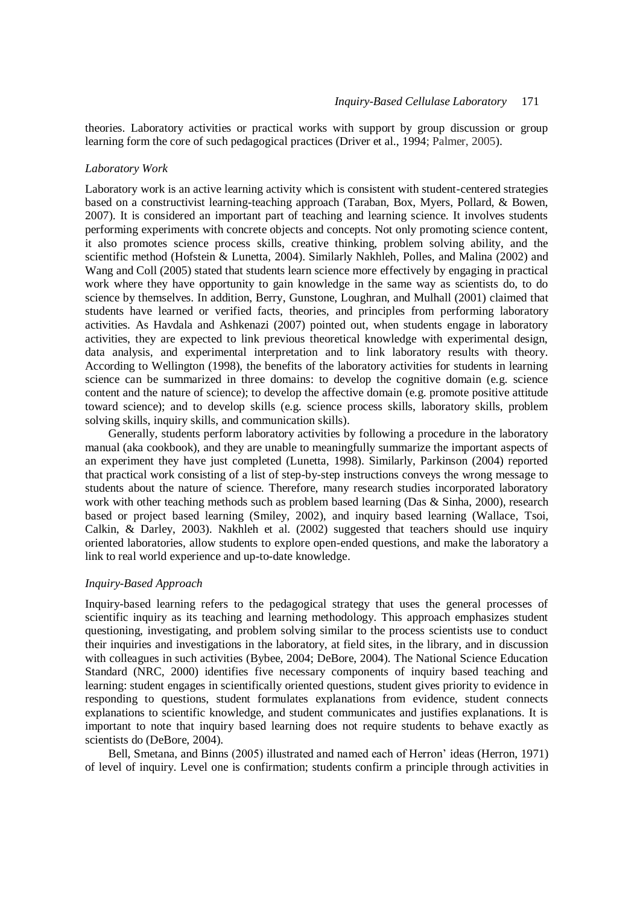theories. Laboratory activities or practical works with support by group discussion or group learning form the core of such pedagogical practices (Driver et al., 1994; Palmer, 2005).

### *Laboratory Work*

Laboratory work is an active learning activity which is consistent with student-centered strategies based on a constructivist learning-teaching approach (Taraban, Box, Myers, Pollard, & Bowen, 2007). It is considered an important part of teaching and learning science. It involves students performing experiments with concrete objects and concepts. Not only promoting science content, it also promotes science process skills, creative thinking, problem solving ability, and the scientific method (Hofstein & Lunetta, 2004). Similarly Nakhleh, Polles, and Malina (2002) and Wang and Coll (2005) stated that students learn science more effectively by engaging in practical work where they have opportunity to gain knowledge in the same way as scientists do, to do science by themselves. In addition, Berry, Gunstone, Loughran, and Mulhall (2001) claimed that students have learned or verified facts, theories, and principles from performing laboratory activities. As Havdala and Ashkenazi (2007) pointed out, when students engage in laboratory activities, they are expected to link previous theoretical knowledge with experimental design, data analysis, and experimental interpretation and to link laboratory results with theory. According to Wellington (1998), the benefits of the laboratory activities for students in learning science can be summarized in three domains: to develop the cognitive domain (e.g. science content and the nature of science); to develop the affective domain (e.g. promote positive attitude toward science); and to develop skills (e.g. science process skills, laboratory skills, problem solving skills, inquiry skills, and communication skills).

Generally, students perform laboratory activities by following a procedure in the laboratory manual (aka cookbook), and they are unable to meaningfully summarize the important aspects of an experiment they have just completed (Lunetta, 1998). Similarly, Parkinson (2004) reported that practical work consisting of a list of step-by-step instructions conveys the wrong message to students about the nature of science. Therefore, many research studies incorporated laboratory work with other teaching methods such as problem based learning (Das & Sinha, 2000), research based or project based learning (Smiley, 2002), and inquiry based learning (Wallace, Tsoi, Calkin, & Darley, 2003). Nakhleh et al. (2002) suggested that teachers should use inquiry oriented laboratories, allow students to explore open-ended questions, and make the laboratory a link to real world experience and up-to-date knowledge.

### *Inquiry-Based Approach*

Inquiry-based learning refers to the pedagogical strategy that uses the general processes of scientific inquiry as its teaching and learning methodology. This approach emphasizes student questioning, investigating, and problem solving similar to the process scientists use to conduct their inquiries and investigations in the laboratory, at field sites, in the library, and in discussion with colleagues in such activities (Bybee, 2004; DeBore, 2004). The National Science Education Standard (NRC, 2000) identifies five necessary components of inquiry based teaching and learning: student engages in scientifically oriented questions, student gives priority to evidence in responding to questions, student formulates explanations from evidence, student connects explanations to scientific knowledge, and student communicates and justifies explanations. It is important to note that inquiry based learning does not require students to behave exactly as scientists do (DeBore, 2004).

Bell, Smetana, and Binns (2005) illustrated and named each of Herron' ideas (Herron, 1971) of level of inquiry. Level one is confirmation; students confirm a principle through activities in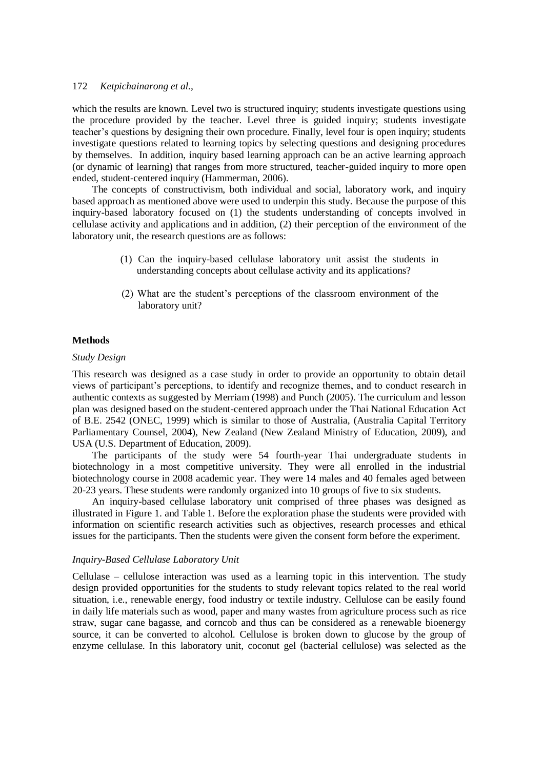which the results are known. Level two is structured inquiry; students investigate questions using the procedure provided by the teacher. Level three is guided inquiry; students investigate teacher's questions by designing their own procedure. Finally, level four is open inquiry; students investigate questions related to learning topics by selecting questions and designing procedures by themselves. In addition, inquiry based learning approach can be an active learning approach (or dynamic of learning) that ranges from more structured, teacher-guided inquiry to more open ended, student-centered inquiry (Hammerman, 2006).

The concepts of constructivism, both individual and social, laboratory work, and inquiry based approach as mentioned above were used to underpin this study. Because the purpose of this inquiry-based laboratory focused on (1) the students understanding of concepts involved in cellulase activity and applications and in addition, (2) their perception of the environment of the laboratory unit, the research questions are as follows:

(1) Can the inquiry-based cellulase laboratory unit assist the students in understanding concepts about cellulase activity and its applications?

(2) What are the student's perceptions of the classroom environment of the laboratory unit?

## Methods

### *Study Design*

This research was designed as a case study in order to provide an opportunity to obtain detail views of participant's perceptions, to identify and recognize themes, and to conduct research in authentic contexts as suggested by Merriam (1998) and Punch (2005). The curriculum and lesson plan was designed based on the student-centered approach under the Thai National Education Act of B.E. 2542 (ONEC, 1999) which is similar to those of Australia, (Australia Capital Territory Parliamentary Counsel, 2004), New Zealand (New Zealand Ministry of Education, 2009), and USA (U.S. Department of Education, 2009).

The participants of the study were 54 fourth-year Thai undergraduate students in biotechnology in a most competitive university. They were all enrolled in the industrial biotechnology course in 2008 academic year. They were 14 males and 40 females aged between 20-23 years. These students were randomly organized into 10 groups of five to six students.

An inquiry-based cellulase laboratory unit comprised of three phases was designed as illustrated in Figure 1. and Table 1. Before the exploration phase the students were provided with information on scientific research activities such as objectives, research processes and ethical issues for the participants. Then the students were given the consent form before the experiment.

### *Inquiry-Based Cellulase Laboratory Unit*

Cellulase – cellulose interaction was used as a learning topic in this intervention. The study design provided opportunities for the students to study relevant topics related to the real world situation, i.e., renewable energy, food industry or textile industry. Cellulose can be easily found in daily life materials such as wood, paper and many wastes from agriculture process such as rice straw, sugar cane bagasse, and corncob and thus can be considered as a renewable bioenergy source, it can be converted to alcohol. Cellulose is broken down to glucose by the group of enzyme cellulase. In this laboratory unit, coconut gel (bacterial cellulose) was selected as the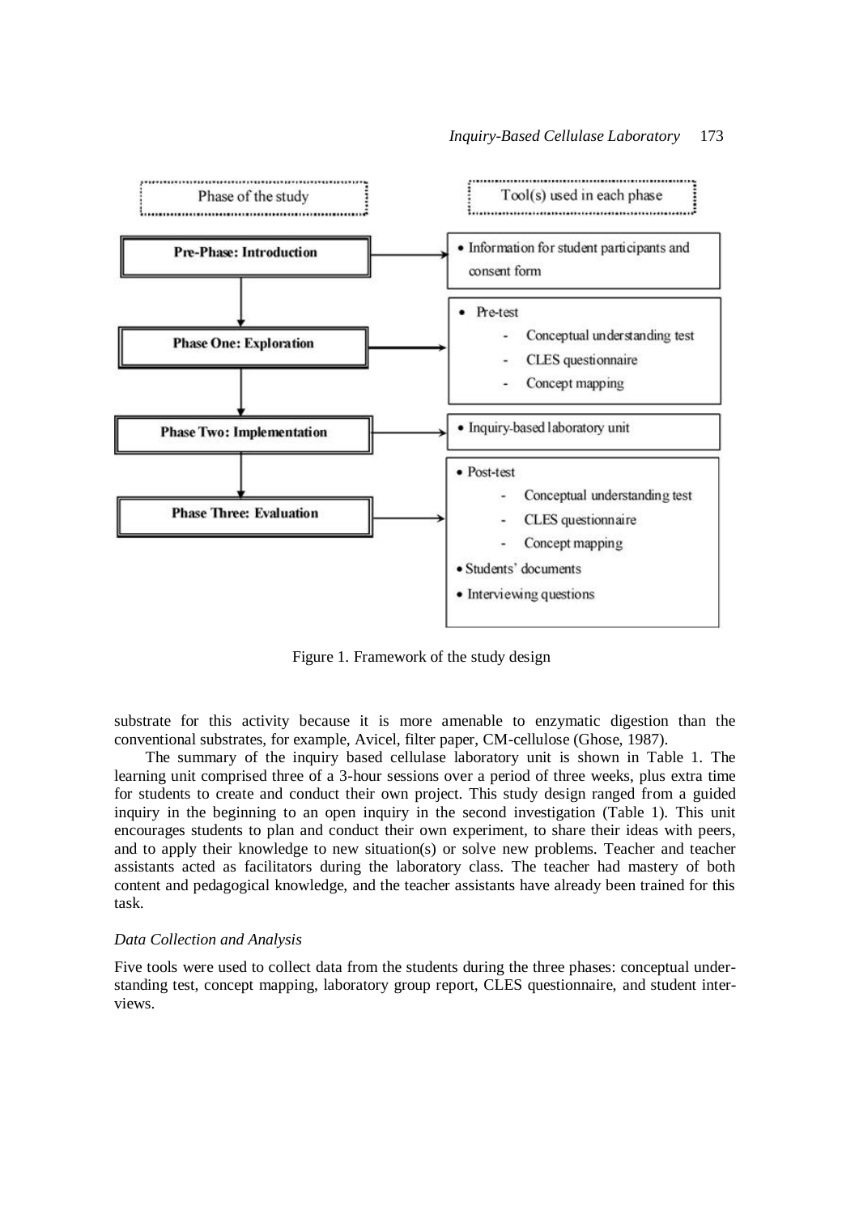| Phase of the study | Tool(s) used in each phase |
| --- | --- |
| **Pre-Phase: Introduction** | • Information for student participants and consent form |
| **Phase One: Exploration** | • Pre-test<br>- Conceptual understanding test<br>- CLES questionnaire<br>- Concept mapping |
| **Phase Two: Implementation** | • Inquiry-based laboratory unit |
| **Phase Three: Evaluation** | • Post-test<br>- Conceptual understanding test<br>- CLES questionnaire<br>- Concept mapping<br>• Students' documents<br>• Interviewing questions |

Figure 1. Framework of the study design

substrate for this activity because it is more amenable to enzymatic digestion than the conventional substrates, for example, Avicel, filter paper, CM-cellulose (Ghose, 1987).

The summary of the inquiry based cellulase laboratory unit is shown in Table 1. The learning unit comprised three of a 3-hour sessions over a period of three weeks, plus extra time for students to create and conduct their own project. This study design ranged from a guided inquiry in the beginning to an open inquiry in the second investigation (Table 1). This unit encourages students to plan and conduct their own experiment, to share their ideas with peers, and to apply their knowledge to new situation(s) or solve new problems. Teacher and teacher assistants acted as facilitators during the laboratory class. The teacher had mastery of both content and pedagogical knowledge, and the teacher assistants have already been trained for this task.

### *Data Collection and Analysis*

Five tools were used to collect data from the students during the three phases: conceptual understanding test, concept mapping, laboratory group report, CLES questionnaire, and student interviews.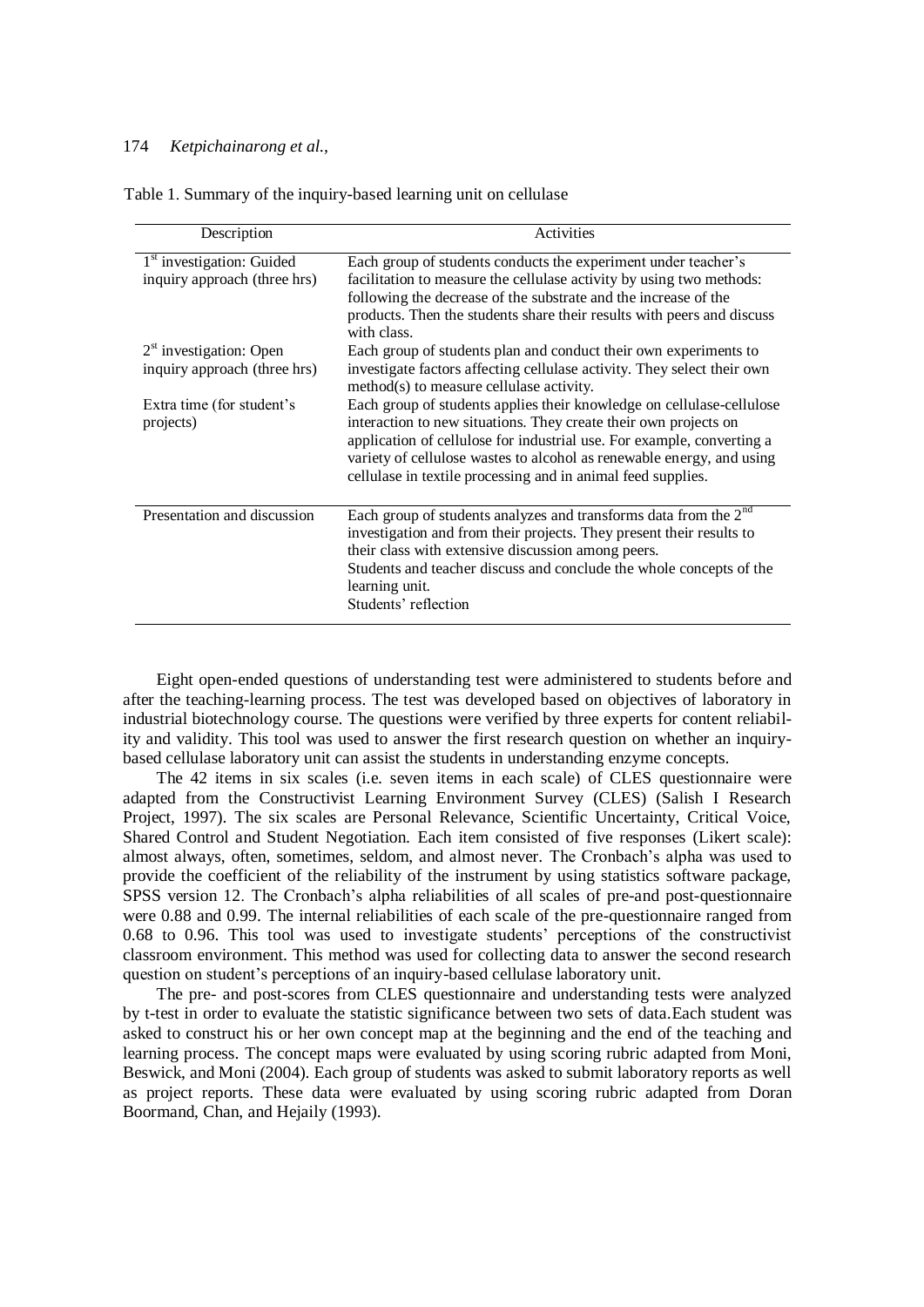Table 1. Summary of the inquiry-based learning unit on cellulase

| Description | Activities |
|---|---|
| 1st investigation: Guided inquiry approach (three hrs) | Each group of students conducts the experiment under teacher's facilitation to measure the cellulase activity by using two methods: following the decrease of the substrate and the increase of the products. Then the students share their results with peers and discuss with class. |
| 2st investigation: Open inquiry approach (three hrs) | Each group of students plan and conduct their own experiments to investigate factors affecting cellulase activity. They select their own method(s) to measure cellulase activity. |
| Extra time (for student's projects) | Each group of students applies their knowledge on cellulase-cellulose interaction to new situations. They create their own projects on application of cellulose for industrial use. For example, converting a variety of cellulose wastes to alcohol as renewable energy, and using cellulase in textile processing and in animal feed supplies. |
| Presentation and discussion | Each group of students analyzes and transforms data from the 2nd investigation and from their projects. They present their results to their class with extensive discussion among peers. Students and teacher discuss and conclude the whole concepts of the learning unit. Students' reflection |

Eight open-ended questions of understanding test were administered to students before and after the teaching-learning process. The test was developed based on objectives of laboratory in industrial biotechnology course. The questions were verified by three experts for content reliability and validity. This tool was used to answer the first research question on whether an inquiry-based cellulase laboratory unit can assist the students in understanding enzyme concepts.

The 42 items in six scales (i.e. seven items in each scale) of CLES questionnaire were adapted from the Constructivist Learning Environment Survey (CLES) (Salish I Research Project, 1997). The six scales are Personal Relevance, Scientific Uncertainty, Critical Voice, Shared Control and Student Negotiation. Each item consisted of five responses (Likert scale): almost always, often, sometimes, seldom, and almost never. The Cronbach's alpha was used to provide the coefficient of the reliability of the instrument by using statistics software package, SPSS version 12. The Cronbach's alpha reliabilities of all scales of pre-and post-questionnaire were 0.88 and 0.99. The internal reliabilities of each scale of the pre-questionnaire ranged from 0.68 to 0.96. This tool was used to investigate students' perceptions of the constructivist classroom environment. This method was used for collecting data to answer the second research question on student's perceptions of an inquiry-based cellulase laboratory unit.

The pre- and post-scores from CLES questionnaire and understanding tests were analyzed by t-test in order to evaluate the statistic significance between two sets of data.Each student was asked to construct his or her own concept map at the beginning and the end of the teaching and learning process. The concept maps were evaluated by using scoring rubric adapted from Moni, Beswick, and Moni (2004). Each group of students was asked to submit laboratory reports as well as project reports. These data were evaluated by using scoring rubric adapted from Doran Boormand, Chan, and Hejaily (1993).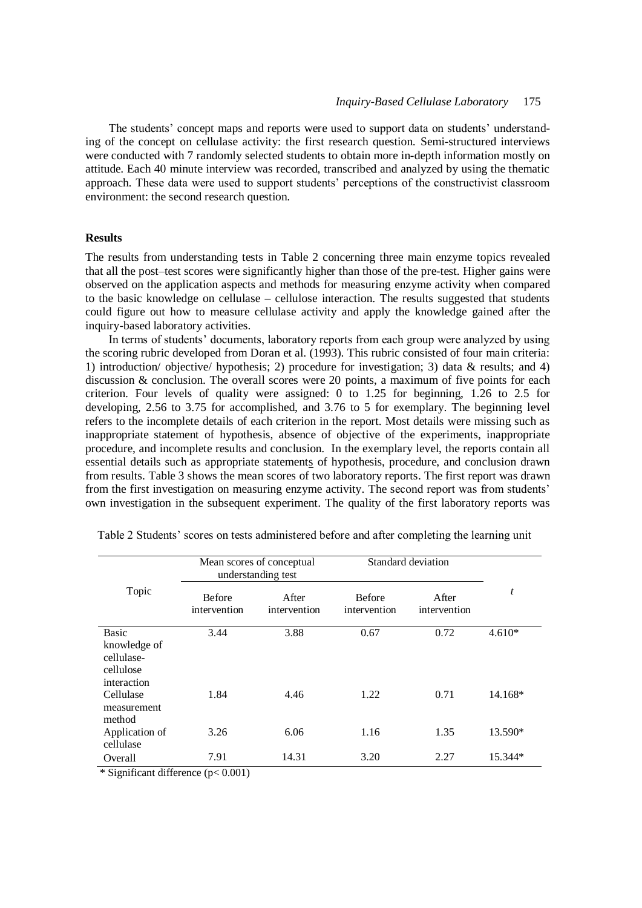The students' concept maps and reports were used to support data on students' understanding of the concept on cellulase activity: the first research question. Semi-structured interviews were conducted with 7 randomly selected students to obtain more in-depth information mostly on attitude. Each 40 minute interview was recorded, transcribed and analyzed by using the thematic approach. These data were used to support students' perceptions of the constructivist classroom environment: the second research question.

## Results

The results from understanding tests in Table 2 concerning three main enzyme topics revealed that all the post–test scores were significantly higher than those of the pre-test. Higher gains were observed on the application aspects and methods for measuring enzyme activity when compared to the basic knowledge on cellulase – cellulose interaction. The results suggested that students could figure out how to measure cellulase activity and apply the knowledge gained after the inquiry-based laboratory activities.

In terms of students' documents, laboratory reports from each group were analyzed by using the scoring rubric developed from Doran et al. (1993). This rubric consisted of four main criteria: 1) introduction/ objective/ hypothesis; 2) procedure for investigation; 3) data & results; and 4) discussion & conclusion. The overall scores were 20 points, a maximum of five points for each criterion. Four levels of quality were assigned: 0 to 1.25 for beginning, 1.26 to 2.5 for developing, 2.56 to 3.75 for accomplished, and 3.76 to 5 for exemplary. The beginning level refers to the incomplete details of each criterion in the report. Most details were missing such as inappropriate statement of hypothesis, absence of objective of the experiments, inappropriate procedure, and incomplete results and conclusion. In the exemplary level, the reports contain all essential details such as appropriate statements of hypothesis, procedure, and conclusion drawn from results. Table 3 shows the mean scores of two laboratory reports. The first report was drawn from the first investigation on measuring enzyme activity. The second report was from students' own investigation in the subsequent experiment. The quality of the first laboratory reports was

Table 2 Students' scores on tests administered before and after completing the learning unit

| Topic | Mean scores of conceptual understanding test | | Standard deviation | | $t$ |
|---|---|---|---|---|---|
| | Before intervention | After intervention | Before intervention | After intervention | |
| Basic knowledge of cellulase-cellulose interaction | 3.44 | 3.88 | 0.67 | 0.72 | 4.610* |
| Cellulase measurement method | 1.84 | 4.46 | 1.22 | 0.71 | 14.168* |
| Application of cellulase | 3.26 | 6.06 | 1.16 | 1.35 | 13.590* |
| Overall | 7.91 | 14.31 | 3.20 | 2.27 | 15.344* |

* Significant difference ($p < 0.001$)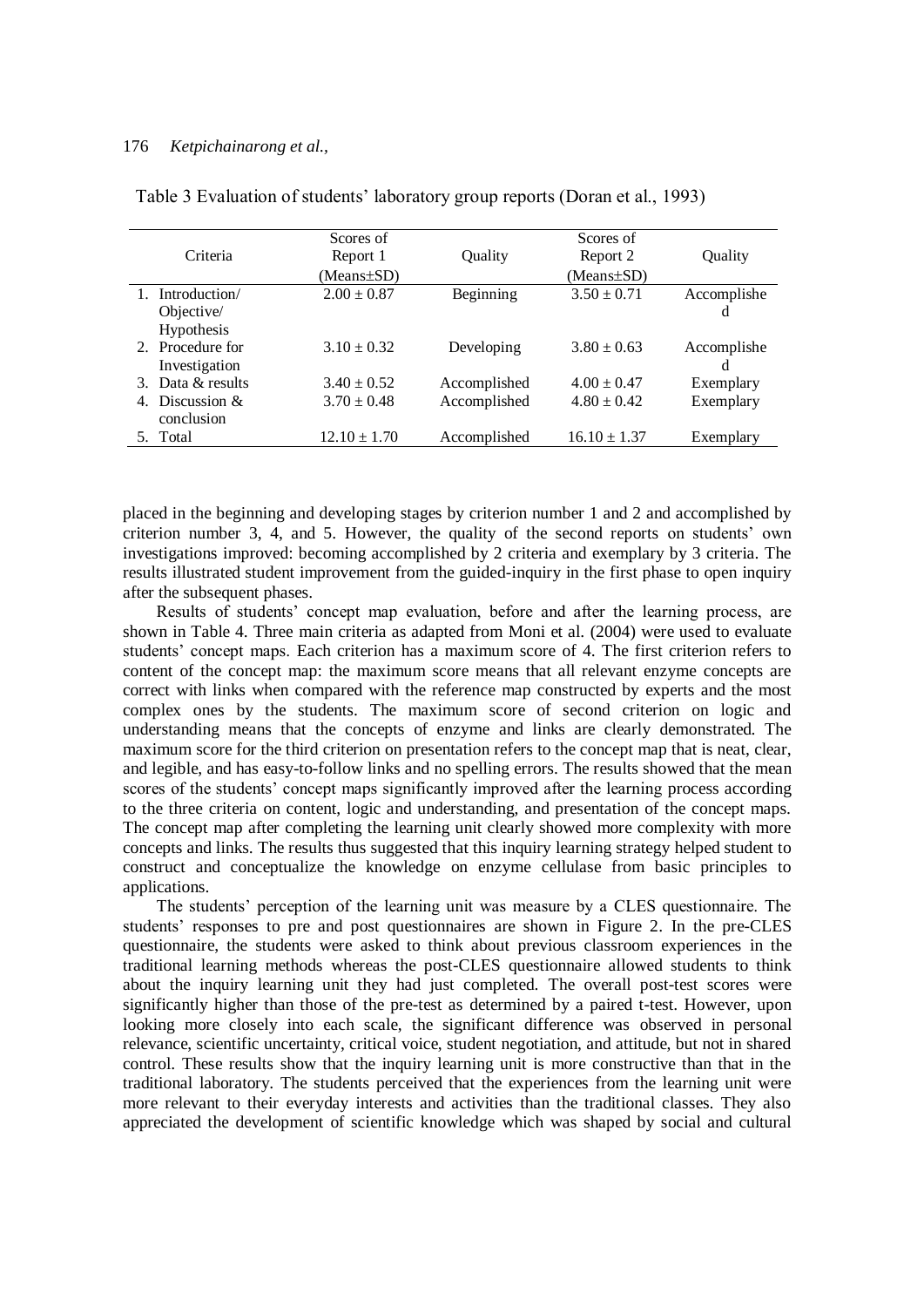Table 3 Evaluation of students' laboratory group reports (Doran et al., 1993)

| Criteria | Scores of Report 1 (Means±SD) | Quality | Scores of Report 2 (Means±SD) | Quality |
|---|---|---|---|---|
| 1. Introduction/ Objective/ Hypothesis | 2.00 ± 0.87 | Beginning | 3.50 ± 0.71 | Accomplished |
| 2. Procedure for Investigation | 3.10 ± 0.32 | Developing | 3.80 ± 0.63 | Accomplished |
| 3. Data & results | 3.40 ± 0.52 | Accomplished | 4.00 ± 0.47 | Exemplary |
| 4. Discussion & conclusion | 3.70 ± 0.48 | Accomplished | 4.80 ± 0.42 | Exemplary |
| 5. Total | 12.10 ± 1.70 | Accomplished | 16.10 ± 1.37 | Exemplary |

placed in the beginning and developing stages by criterion number 1 and 2 and accomplished by criterion number 3, 4, and 5. However, the quality of the second reports on students' own investigations improved: becoming accomplished by 2 criteria and exemplary by 3 criteria. The results illustrated student improvement from the guided-inquiry in the first phase to open inquiry after the subsequent phases.

Results of students' concept map evaluation, before and after the learning process, are shown in Table 4. Three main criteria as adapted from Moni et al. (2004) were used to evaluate students' concept maps. Each criterion has a maximum score of 4. The first criterion refers to content of the concept map: the maximum score means that all relevant enzyme concepts are correct with links when compared with the reference map constructed by experts and the most complex ones by the students. The maximum score of second criterion on logic and understanding means that the concepts of enzyme and links are clearly demonstrated. The maximum score for the third criterion on presentation refers to the concept map that is neat, clear, and legible, and has easy-to-follow links and no spelling errors. The results showed that the mean scores of the students' concept maps significantly improved after the learning process according to the three criteria on content, logic and understanding, and presentation of the concept maps. The concept map after completing the learning unit clearly showed more complexity with more concepts and links. The results thus suggested that this inquiry learning strategy helped student to construct and conceptualize the knowledge on enzyme cellulase from basic principles to applications.

The students' perception of the learning unit was measure by a CLES questionnaire. The students' responses to pre and post questionnaires are shown in Figure 2. In the pre-CLES questionnaire, the students were asked to think about previous classroom experiences in the traditional learning methods whereas the post-CLES questionnaire allowed students to think about the inquiry learning unit they had just completed. The overall post-test scores were significantly higher than those of the pre-test as determined by a paired t-test. However, upon looking more closely into each scale, the significant difference was observed in personal relevance, scientific uncertainty, critical voice, student negotiation, and attitude, but not in shared control. These results show that the inquiry learning unit is more constructive than that in the traditional laboratory. The students perceived that the experiences from the learning unit were more relevant to their everyday interests and activities than the traditional classes. They also appreciated the development of scientific knowledge which was shaped by social and cultural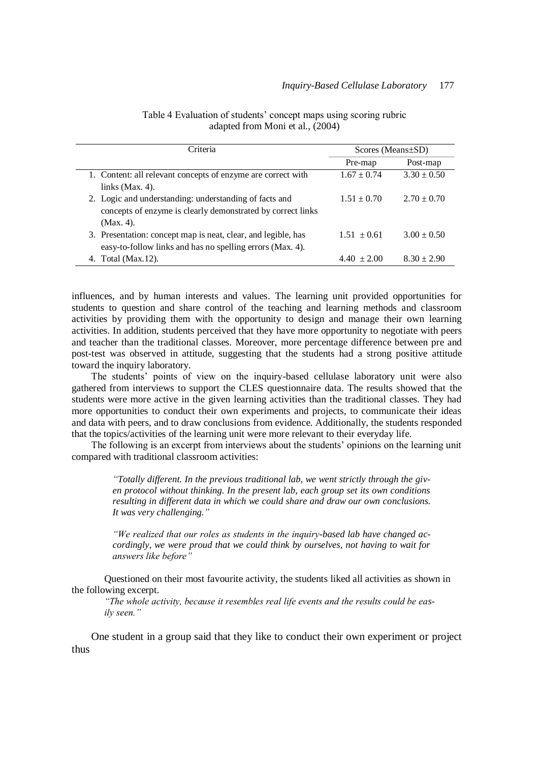Table 4 Evaluation of students' concept maps using scoring rubric adapted from Moni et al., (2004)

| Criteria | Scores (Means±SD) | |
|---|---|---|
| | Pre-map | Post-map |
| 1. Content: all relevant concepts of enzyme are correct with links (Max. 4). | 1.67 ± 0.74 | 3.30 ± 0.50 |
| 2. Logic and understanding: understanding of facts and concepts of enzyme is clearly demonstrated by correct links (Max. 4). | 1.51 ± 0.70 | 2.70 ± 0.70 |
| 3. Presentation: concept map is neat, clear, and legible, has easy-to-follow links and has no spelling errors (Max. 4). | 1.51 ± 0.61 | 3.00 ± 0.50 |
| 4. Total (Max.12). | 4.40 ± 2.00 | 8.30 ± 2.90 |

influences, and by human interests and values. The learning unit provided opportunities for students to question and share control of the teaching and learning methods and classroom activities by providing them with the opportunity to design and manage their own learning activities. In addition, students perceived that they have more opportunity to negotiate with peers and teacher than the traditional classes. Moreover, more percentage difference between pre and post-test was observed in attitude, suggesting that the students had a strong positive attitude toward the inquiry laboratory.

The students' points of view on the inquiry-based cellulase laboratory unit were also gathered from interviews to support the CLES questionnaire data. The results showed that the students were more active in the given learning activities than the traditional classes. They had more opportunities to conduct their own experiments and projects, to communicate their ideas and data with peers, and to draw conclusions from evidence. Additionally, the students responded that the topics/activities of the learning unit were more relevant to their everyday life.

The following is an excerpt from interviews about the students' opinions on the learning unit compared with traditional classroom activities:

> *"Totally different. In the previous traditional lab, we went strictly through the given protocol without thinking. In the present lab, each group set its own conditions resulting in different data in which we could share and draw our own conclusions. It was very challenging."*

> *"We realized that our roles as students in the inquiry-based lab have changed accordingly, we were proud that we could think by ourselves, not having to wait for answers like before"*

Questioned on their most favourite activity, the students liked all activities as shown in the following excerpt.

> *"The whole activity, because it resembles real life events and the results could be easily seen."*

One student in a group said that they like to conduct their own experiment or project thus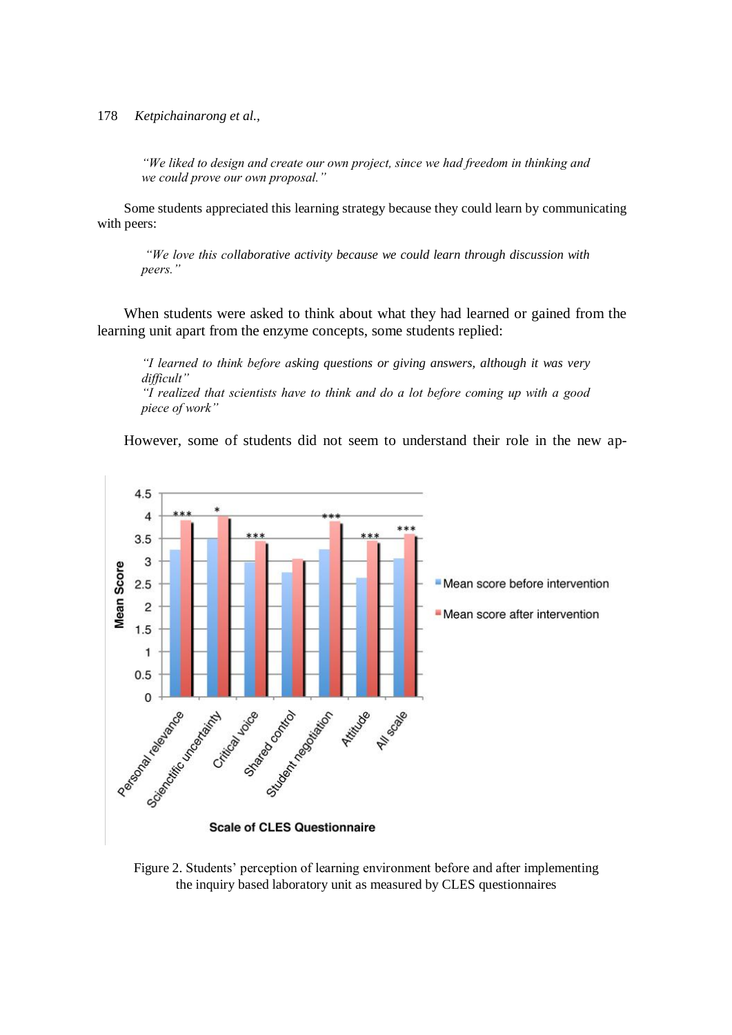*"We liked to design and create our own project, since we had freedom in thinking and we could prove our own proposal."*

Some students appreciated this learning strategy because they could learn by communicating with peers:

*"We love this collaborative activity because we could learn through discussion with peers."*

When students were asked to think about what they had learned or gained from the learning unit apart from the enzyme concepts, some students replied:

*"I learned to think before asking questions or giving answers, although it was very difficult"*
*"I realized that scientists have to think and do a lot before coming up with a good piece of work"*

However, some of students did not seem to understand their role in the new ap-

Figure 2. Students' perception of learning environment before and after implementing the inquiry based laboratory unit as measured by CLES questionnaires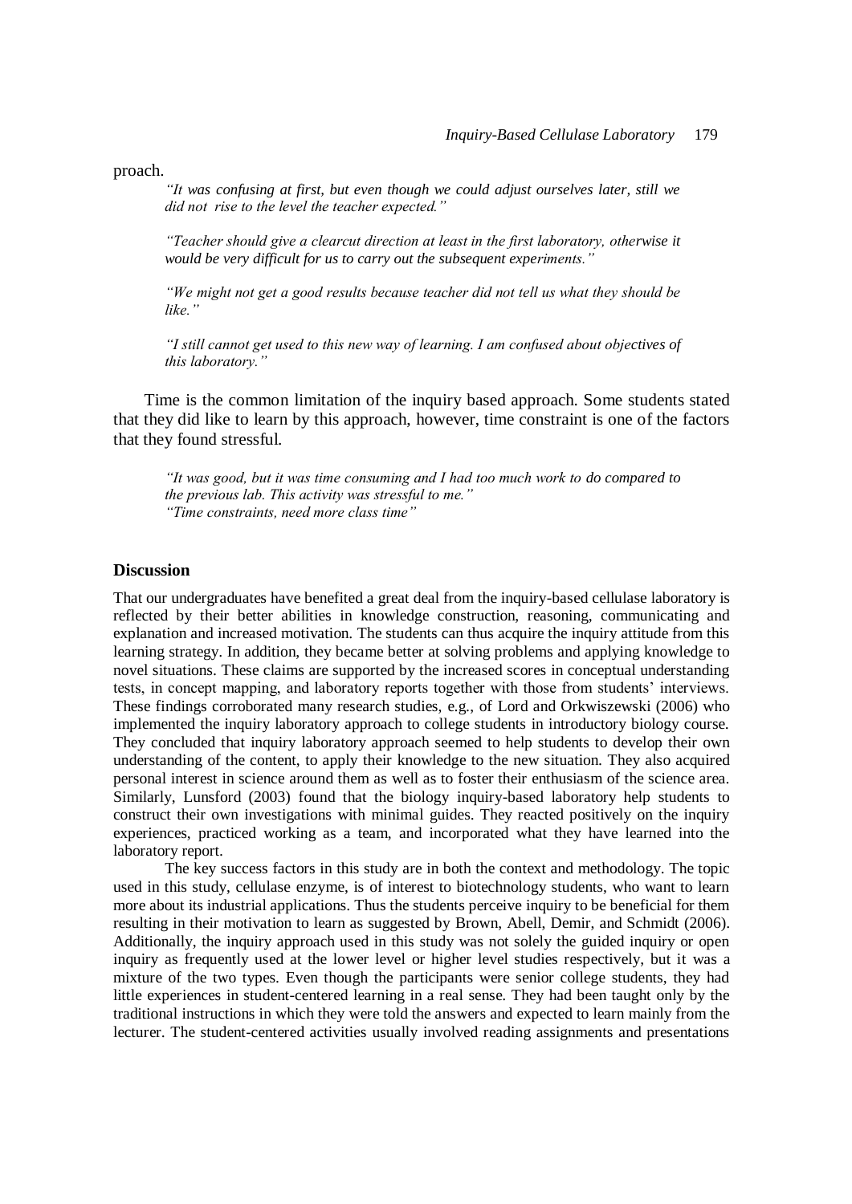proach.

> *"It was confusing at first, but even though we could adjust ourselves later, still we did not rise to the level the teacher expected."*
>
> *"Teacher should give a clearcut direction at least in the first laboratory, otherwise it would be very difficult for us to carry out the subsequent experiments."*
>
> *"We might not get a good results because teacher did not tell us what they should be like."*
>
> *"I still cannot get used to this new way of learning. I am confused about objectives of this laboratory."*

Time is the common limitation of the inquiry based approach. Some students stated that they did like to learn by this approach, however, time constraint is one of the factors that they found stressful.

> *"It was good, but it was time consuming and I had too much work to do compared to the previous lab. This activity was stressful to me."*
> *"Time constraints, need more class time"*

## Discussion

That our undergraduates have benefited a great deal from the inquiry-based cellulase laboratory is reflected by their better abilities in knowledge construction, reasoning, communicating and explanation and increased motivation. The students can thus acquire the inquiry attitude from this learning strategy. In addition, they became better at solving problems and applying knowledge to novel situations. These claims are supported by the increased scores in conceptual understanding tests, in concept mapping, and laboratory reports together with those from students' interviews. These findings corroborated many research studies, e.g., of Lord and Orkwiszewski (2006) who implemented the inquiry laboratory approach to college students in introductory biology course. They concluded that inquiry laboratory approach seemed to help students to develop their own understanding of the content, to apply their knowledge to the new situation. They also acquired personal interest in science around them as well as to foster their enthusiasm of the science area. Similarly, Lunsford (2003) found that the biology inquiry-based laboratory help students to construct their own investigations with minimal guides. They reacted positively on the inquiry experiences, practiced working as a team, and incorporated what they have learned into the laboratory report.

The key success factors in this study are in both the context and methodology. The topic used in this study, cellulase enzyme, is of interest to biotechnology students, who want to learn more about its industrial applications. Thus the students perceive inquiry to be beneficial for them resulting in their motivation to learn as suggested by Brown, Abell, Demir, and Schmidt (2006). Additionally, the inquiry approach used in this study was not solely the guided inquiry or open inquiry as frequently used at the lower level or higher level studies respectively, but it was a mixture of the two types. Even though the participants were senior college students, they had little experiences in student-centered learning in a real sense. They had been taught only by the traditional instructions in which they were told the answers and expected to learn mainly from the lecturer. The student-centered activities usually involved reading assignments and presentations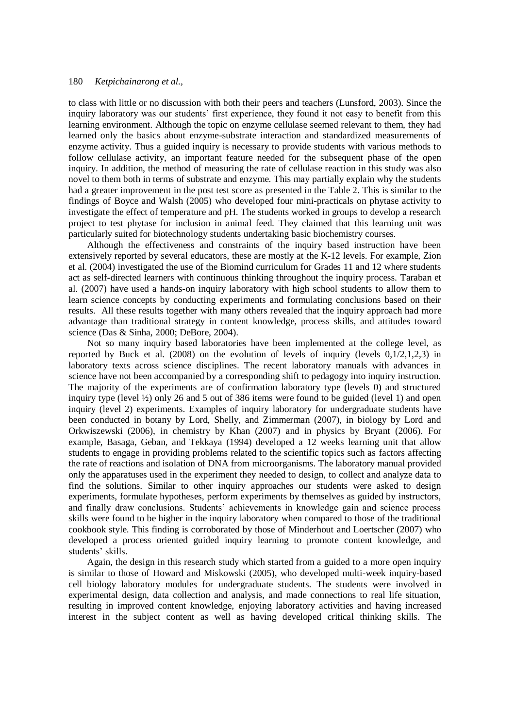to class with little or no discussion with both their peers and teachers (Lunsford, 2003). Since the inquiry laboratory was our students' first experience, they found it not easy to benefit from this learning environment. Although the topic on enzyme cellulase seemed relevant to them, they had learned only the basics about enzyme-substrate interaction and standardized measurements of enzyme activity. Thus a guided inquiry is necessary to provide students with various methods to follow cellulase activity, an important feature needed for the subsequent phase of the open inquiry. In addition, the method of measuring the rate of cellulase reaction in this study was also novel to them both in terms of substrate and enzyme. This may partially explain why the students had a greater improvement in the post test score as presented in the Table 2. This is similar to the findings of Boyce and Walsh (2005) who developed four mini-practicals on phytase activity to investigate the effect of temperature and pH. The students worked in groups to develop a research project to test phytase for inclusion in animal feed. They claimed that this learning unit was particularly suited for biotechnology students undertaking basic biochemistry courses.

Although the effectiveness and constraints of the inquiry based instruction have been extensively reported by several educators, these are mostly at the K-12 levels. For example, Zion et al. (2004) investigated the use of the Biomind curriculum for Grades 11 and 12 where students act as self-directed learners with continuous thinking throughout the inquiry process. Taraban et al. (2007) have used a hands-on inquiry laboratory with high school students to allow them to learn science concepts by conducting experiments and formulating conclusions based on their results. All these results together with many others revealed that the inquiry approach had more advantage than traditional strategy in content knowledge, process skills, and attitudes toward science (Das & Sinha, 2000; DeBore, 2004).

Not so many inquiry based laboratories have been implemented at the college level, as reported by Buck et al. (2008) on the evolution of levels of inquiry (levels 0,1/2,1,2,3) in laboratory texts across science disciplines. The recent laboratory manuals with advances in science have not been accompanied by a corresponding shift to pedagogy into inquiry instruction. The majority of the experiments are of confirmation laboratory type (levels 0) and structured inquiry type (level ½) only 26 and 5 out of 386 items were found to be guided (level 1) and open inquiry (level 2) experiments. Examples of inquiry laboratory for undergraduate students have been conducted in botany by Lord, Shelly, and Zimmerman (2007), in biology by Lord and Orkwiszewski (2006), in chemistry by Khan (2007) and in physics by Bryant (2006). For example, Basaga, Geban, and Tekkaya (1994) developed a 12 weeks learning unit that allow students to engage in providing problems related to the scientific topics such as factors affecting the rate of reactions and isolation of DNA from microorganisms. The laboratory manual provided only the apparatuses used in the experiment they needed to design, to collect and analyze data to find the solutions. Similar to other inquiry approaches our students were asked to design experiments, formulate hypotheses, perform experiments by themselves as guided by instructors, and finally draw conclusions. Students' achievements in knowledge gain and science process skills were found to be higher in the inquiry laboratory when compared to those of the traditional cookbook style. This finding is corroborated by those of Minderhout and Loertscher (2007) who developed a process oriented guided inquiry learning to promote content knowledge, and students' skills.

Again, the design in this research study which started from a guided to a more open inquiry is similar to those of Howard and Miskowski (2005), who developed multi-week inquiry-based cell biology laboratory modules for undergraduate students. The students were involved in experimental design, data collection and analysis, and made connections to real life situation, resulting in improved content knowledge, enjoying laboratory activities and having increased interest in the subject content as well as having developed critical thinking skills. The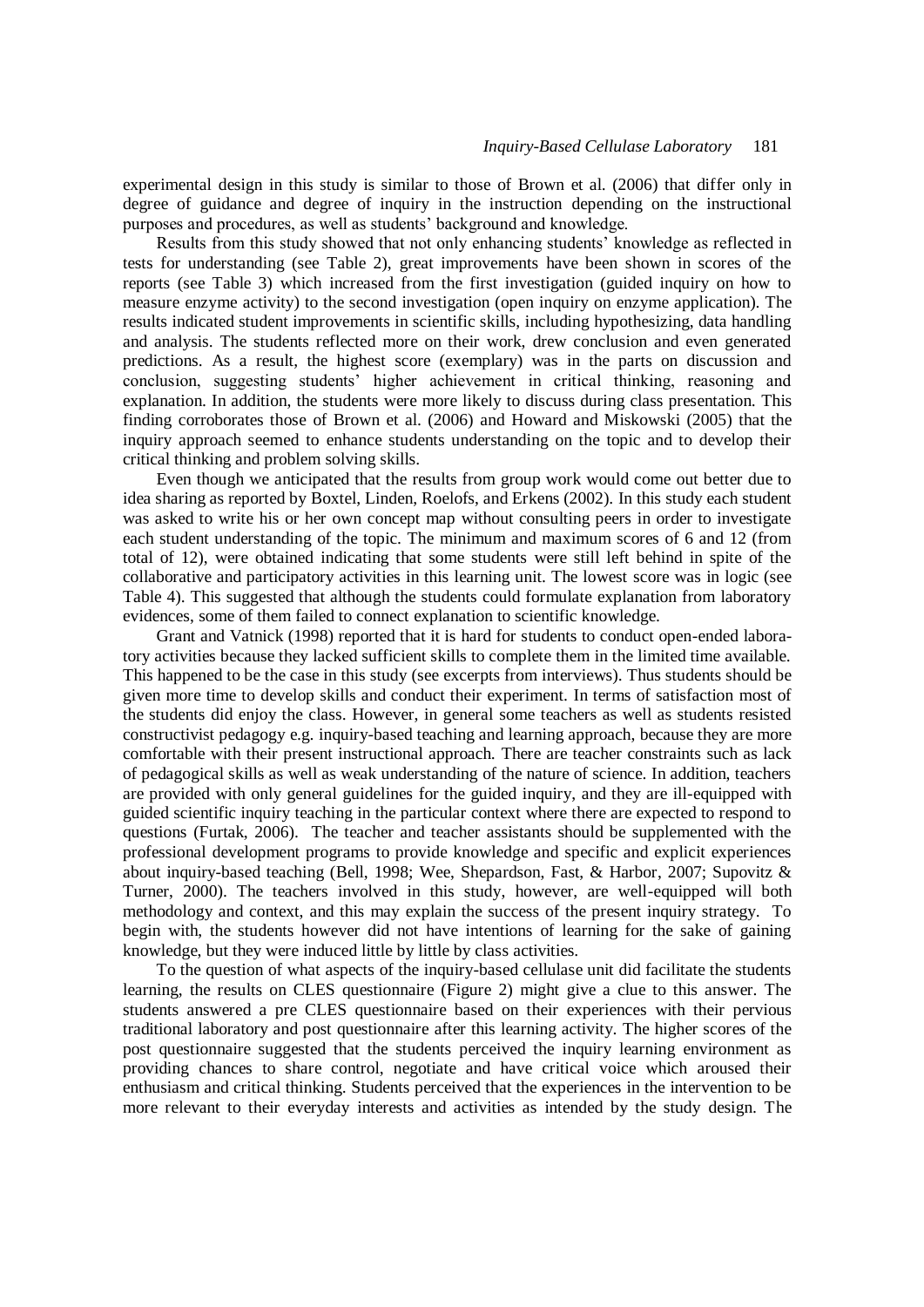experimental design in this study is similar to those of Brown et al. (2006) that differ only in degree of guidance and degree of inquiry in the instruction depending on the instructional purposes and procedures, as well as students' background and knowledge.

Results from this study showed that not only enhancing students' knowledge as reflected in tests for understanding (see Table 2), great improvements have been shown in scores of the reports (see Table 3) which increased from the first investigation (guided inquiry on how to measure enzyme activity) to the second investigation (open inquiry on enzyme application). The results indicated student improvements in scientific skills, including hypothesizing, data handling and analysis. The students reflected more on their work, drew conclusion and even generated predictions. As a result, the highest score (exemplary) was in the parts on discussion and conclusion, suggesting students' higher achievement in critical thinking, reasoning and explanation. In addition, the students were more likely to discuss during class presentation. This finding corroborates those of Brown et al. (2006) and Howard and Miskowski (2005) that the inquiry approach seemed to enhance students understanding on the topic and to develop their critical thinking and problem solving skills.

Even though we anticipated that the results from group work would come out better due to idea sharing as reported by Boxtel, Linden, Roelofs, and Erkens (2002). In this study each student was asked to write his or her own concept map without consulting peers in order to investigate each student understanding of the topic. The minimum and maximum scores of 6 and 12 (from total of 12), were obtained indicating that some students were still left behind in spite of the collaborative and participatory activities in this learning unit. The lowest score was in logic (see Table 4). This suggested that although the students could formulate explanation from laboratory evidences, some of them failed to connect explanation to scientific knowledge.

Grant and Vatnick (1998) reported that it is hard for students to conduct open-ended laboratory activities because they lacked sufficient skills to complete them in the limited time available. This happened to be the case in this study (see excerpts from interviews). Thus students should be given more time to develop skills and conduct their experiment. In terms of satisfaction most of the students did enjoy the class. However, in general some teachers as well as students resisted constructivist pedagogy e.g. inquiry-based teaching and learning approach, because they are more comfortable with their present instructional approach. There are teacher constraints such as lack of pedagogical skills as well as weak understanding of the nature of science. In addition, teachers are provided with only general guidelines for the guided inquiry, and they are ill-equipped with guided scientific inquiry teaching in the particular context where there are expected to respond to questions (Furtak, 2006). The teacher and teacher assistants should be supplemented with the professional development programs to provide knowledge and specific and explicit experiences about inquiry-based teaching (Bell, 1998; Wee, Shepardson, Fast, & Harbor, 2007; Supovitz & Turner, 2000). The teachers involved in this study, however, are well-equipped will both methodology and context, and this may explain the success of the present inquiry strategy. To begin with, the students however did not have intentions of learning for the sake of gaining knowledge, but they were induced little by little by class activities.

To the question of what aspects of the inquiry-based cellulase unit did facilitate the students learning, the results on CLES questionnaire (Figure 2) might give a clue to this answer. The students answered a pre CLES questionnaire based on their experiences with their pervious traditional laboratory and post questionnaire after this learning activity. The higher scores of the post questionnaire suggested that the students perceived the inquiry learning environment as providing chances to share control, negotiate and have critical voice which aroused their enthusiasm and critical thinking. Students perceived that the experiences in the intervention to be more relevant to their everyday interests and activities as intended by the study design. The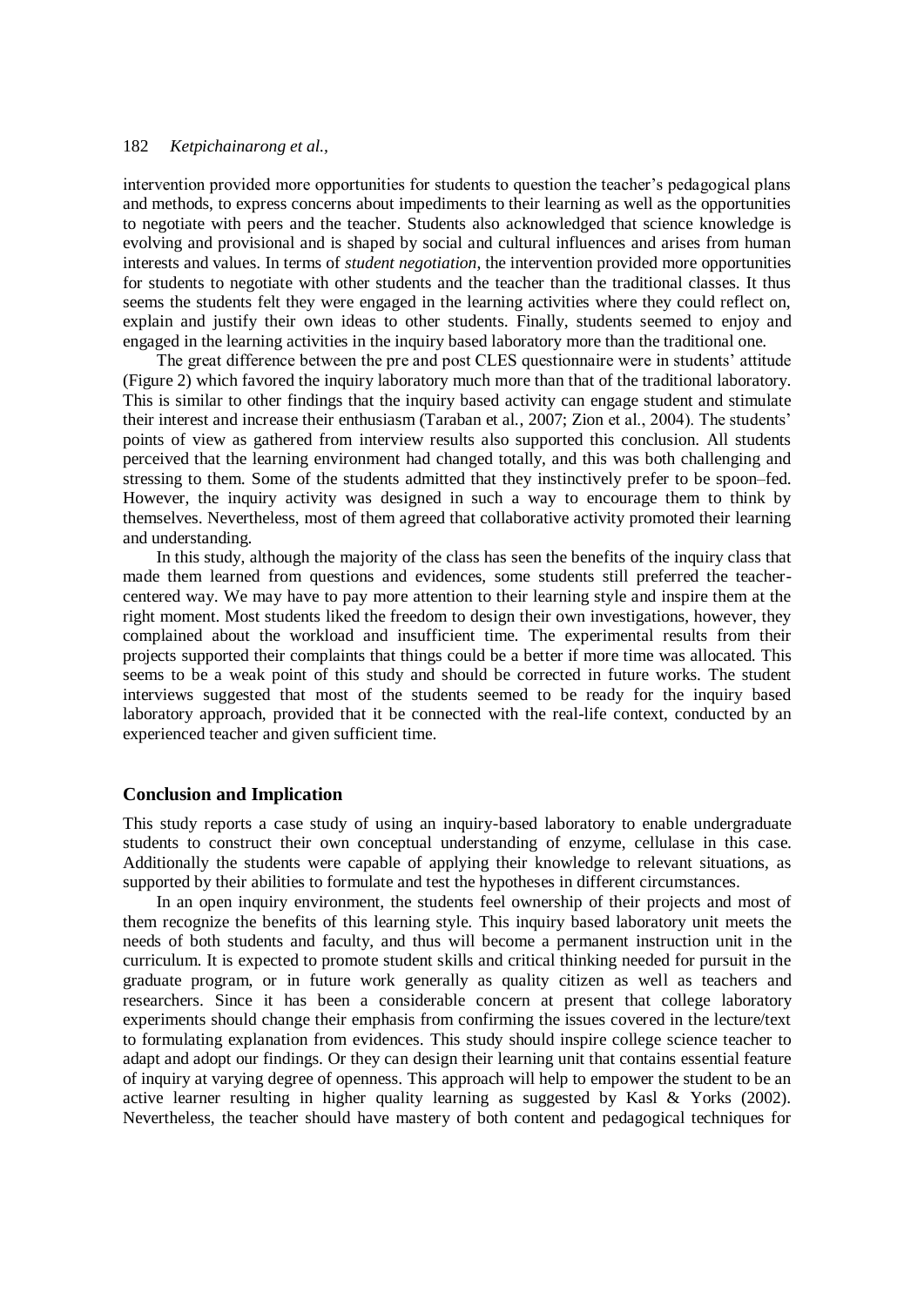intervention provided more opportunities for students to question the teacher's pedagogical plans and methods, to express concerns about impediments to their learning as well as the opportunities to negotiate with peers and the teacher. Students also acknowledged that science knowledge is evolving and provisional and is shaped by social and cultural influences and arises from human interests and values. In terms of *student negotiation*, the intervention provided more opportunities for students to negotiate with other students and the teacher than the traditional classes. It thus seems the students felt they were engaged in the learning activities where they could reflect on, explain and justify their own ideas to other students. Finally, students seemed to enjoy and engaged in the learning activities in the inquiry based laboratory more than the traditional one.

The great difference between the pre and post CLES questionnaire were in students' attitude (Figure 2) which favored the inquiry laboratory much more than that of the traditional laboratory. This is similar to other findings that the inquiry based activity can engage student and stimulate their interest and increase their enthusiasm (Taraban et al., 2007; Zion et al., 2004). The students' points of view as gathered from interview results also supported this conclusion. All students perceived that the learning environment had changed totally, and this was both challenging and stressing to them. Some of the students admitted that they instinctively prefer to be spoon–fed. However, the inquiry activity was designed in such a way to encourage them to think by themselves. Nevertheless, most of them agreed that collaborative activity promoted their learning and understanding.

In this study, although the majority of the class has seen the benefits of the inquiry class that made them learned from questions and evidences, some students still preferred the teacher-centered way. We may have to pay more attention to their learning style and inspire them at the right moment. Most students liked the freedom to design their own investigations, however, they complained about the workload and insufficient time. The experimental results from their projects supported their complaints that things could be a better if more time was allocated. This seems to be a weak point of this study and should be corrected in future works. The student interviews suggested that most of the students seemed to be ready for the inquiry based laboratory approach, provided that it be connected with the real-life context, conducted by an experienced teacher and given sufficient time.

## Conclusion and Implication

This study reports a case study of using an inquiry-based laboratory to enable undergraduate students to construct their own conceptual understanding of enzyme, cellulase in this case. Additionally the students were capable of applying their knowledge to relevant situations, as supported by their abilities to formulate and test the hypotheses in different circumstances.

In an open inquiry environment, the students feel ownership of their projects and most of them recognize the benefits of this learning style. This inquiry based laboratory unit meets the needs of both students and faculty, and thus will become a permanent instruction unit in the curriculum. It is expected to promote student skills and critical thinking needed for pursuit in the graduate program, or in future work generally as quality citizen as well as teachers and researchers. Since it has been a considerable concern at present that college laboratory experiments should change their emphasis from confirming the issues covered in the lecture/text to formulating explanation from evidences. This study should inspire college science teacher to adapt and adopt our findings. Or they can design their learning unit that contains essential feature of inquiry at varying degree of openness. This approach will help to empower the student to be an active learner resulting in higher quality learning as suggested by Kasl & Yorks (2002). Nevertheless, the teacher should have mastery of both content and pedagogical techniques for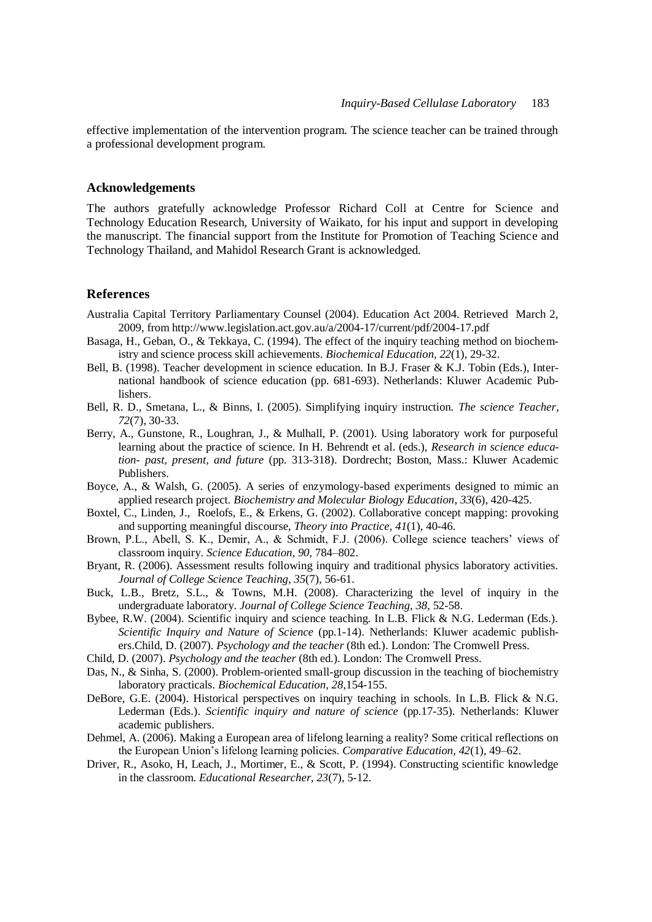effective implementation of the intervention program. The science teacher can be trained through a professional development program.

## Acknowledgements

The authors gratefully acknowledge Professor Richard Coll at Centre for Science and Technology Education Research, University of Waikato, for his input and support in developing the manuscript. The financial support from the Institute for Promotion of Teaching Science and Technology Thailand, and Mahidol Research Grant is acknowledged.

## References

Australia Capital Territory Parliamentary Counsel (2004). Education Act 2004. Retrieved March 2, 2009, from http://www.legislation.act.gov.au/a/2004-17/current/pdf/2004-17.pdf

Basaga, H., Geban, O., & Tekkaya, C. (1994). The effect of the inquiry teaching method on biochemistry and science process skill achievements. *Biochemical Education, 22*(1), 29-32.

Bell, B. (1998). Teacher development in science education. In B.J. Fraser & K.J. Tobin (Eds.), International handbook of science education (pp. 681-693). Netherlands: Kluwer Academic Publishers.

Bell, R. D., Smetana, L., & Binns, I. (2005). Simplifying inquiry instruction. *The science Teacher, 72*(7), 30-33.

Berry, A., Gunstone, R., Loughran, J., & Mulhall, P. (2001). Using laboratory work for purposeful learning about the practice of science. In H. Behrendt et al. (eds.), *Research in science education- past, present, and future* (pp. 313-318). Dordrecht; Boston, Mass.: Kluwer Academic Publishers.

Boyce, A., & Walsh, G. (2005). A series of enzymology-based experiments designed to mimic an applied research project. *Biochemistry and Molecular Biology Education*, *33*(6), 420-425.

Boxtel, C., Linden, J., Roelofs, E., & Erkens, G. (2002). Collaborative concept mapping: provoking and supporting meaningful discourse, *Theory into Practice*, *41*(1), 40-46.

Brown, P.L., Abell, S. K., Demir, A., & Schmidt, F.J. (2006). College science teachers' views of classroom inquiry. *Science Education, 90*, 784–802.

Bryant, R. (2006). Assessment results following inquiry and traditional physics laboratory activities. *Journal of College Science Teaching, 35*(7), 56-61.

Buck, L.B., Bretz, S.L., & Towns, M.H. (2008). Characterizing the level of inquiry in the undergraduate laboratory. *Journal of College Science Teaching, 38*, 52-58.

Bybee, R.W. (2004). Scientific inquiry and science teaching. In L.B. Flick & N.G. Lederman (Eds.). *Scientific Inquiry and Nature of Science* (pp.1-14). Netherlands: Kluwer academic publishers.Child, D. (2007). *Psychology and the teacher* (8th ed.). London: The Cromwell Press.

Child, D. (2007). *Psychology and the teacher* (8th ed.). London: The Cromwell Press.

Das, N., & Sinha, S. (2000). Problem-oriented small-group discussion in the teaching of biochemistry laboratory practicals. *Biochemical Education, 28*,154-155.

DeBore, G.E. (2004). Historical perspectives on inquiry teaching in schools. In L.B. Flick & N.G. Lederman (Eds.). *Scientific inquiry and nature of science* (pp.17-35). Netherlands: Kluwer academic publishers.

Dehmel, A. (2006). Making a European area of lifelong learning a reality? Some critical reflections on the European Union's lifelong learning policies. *Comparative Education*, *42*(1), 49–62.

Driver, R., Asoko, H, Leach, J., Mortimer, E., & Scott, P. (1994). Constructing scientific knowledge in the classroom. *Educational Researcher, 23*(7), 5-12.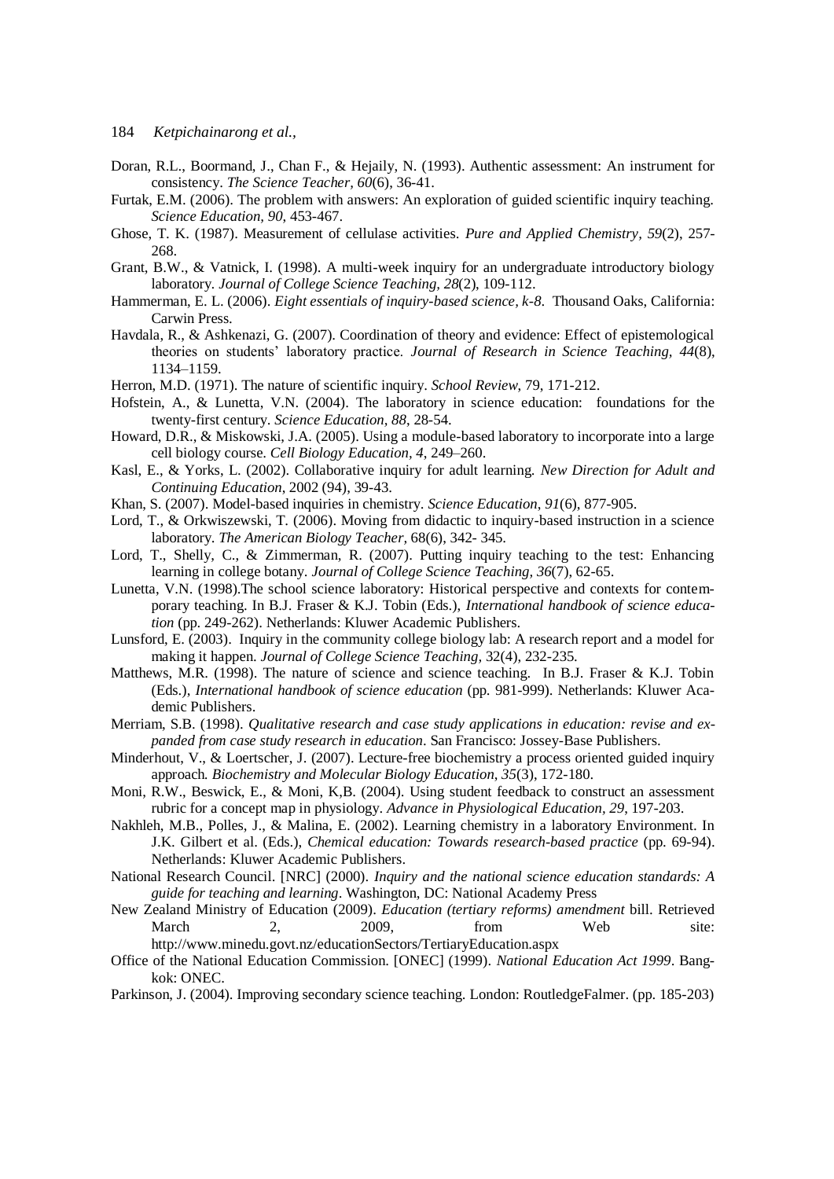Doran, R.L., Boormand, J., Chan F., & Hejaily, N. (1993). Authentic assessment: An instrument for consistency. *The Science Teacher, 60*(6), 36-41.

Furtak, E.M. (2006). The problem with answers: An exploration of guided scientific inquiry teaching. *Science Education, 90*, 453-467.

Ghose, T. K. (1987). Measurement of cellulase activities. *Pure and Applied Chemistry, 59*(2), 257-268.

Grant, B.W., & Vatnick, I. (1998). A multi-week inquiry for an undergraduate introductory biology laboratory. *Journal of College Science Teaching, 28*(2), 109-112.

Hammerman, E. L. (2006). *Eight essentials of inquiry-based science, k-8*. Thousand Oaks, California: Carwin Press.

Havdala, R., & Ashkenazi, G. (2007). Coordination of theory and evidence: Effect of epistemological theories on students' laboratory practice. *Journal of Research in Science Teaching, 44*(8), 1134–1159.

Herron, M.D. (1971). The nature of scientific inquiry. *School Review*, 79, 171-212.

Hofstein, A., & Lunetta, V.N. (2004). The laboratory in science education: foundations for the twenty-first century. *Science Education, 88*, 28-54.

Howard, D.R., & Miskowski, J.A. (2005). Using a module-based laboratory to incorporate into a large cell biology course. *Cell Biology Education, 4*, 249–260.

Kasl, E., & Yorks, L. (2002). Collaborative inquiry for adult learning. *New Direction for Adult and Continuing Education*, 2002 (94), 39-43.

Khan, S. (2007). Model-based inquiries in chemistry. *Science Education, 91*(6), 877-905.

Lord, T., & Orkwiszewski, T. (2006). Moving from didactic to inquiry-based instruction in a science laboratory. *The American Biology Teacher*, 68(6), 342- 345.

Lord, T., Shelly, C., & Zimmerman, R. (2007). Putting inquiry teaching to the test: Enhancing learning in college botany. *Journal of College Science Teaching, 36*(7), 62-65.

Lunetta, V.N. (1998).The school science laboratory: Historical perspective and contexts for contemporary teaching. In B.J. Fraser & K.J. Tobin (Eds.), *International handbook of science education* (pp. 249-262). Netherlands: Kluwer Academic Publishers.

Lunsford, E. (2003). Inquiry in the community college biology lab: A research report and a model for making it happen. *Journal of College Science Teaching*, 32(4), 232-235.

Matthews, M.R. (1998). The nature of science and science teaching. In B.J. Fraser & K.J. Tobin (Eds.), *International handbook of science education* (pp. 981-999). Netherlands: Kluwer Academic Publishers.

Merriam, S.B. (1998). *Qualitative research and case study applications in education: revise and expanded from case study research in education*. San Francisco: Jossey-Base Publishers.

Minderhout, V., & Loertscher, J. (2007). Lecture-free biochemistry a process oriented guided inquiry approach. *Biochemistry and Molecular Biology Education, 35*(3), 172-180.

Moni, R.W., Beswick, E., & Moni, K,B. (2004). Using student feedback to construct an assessment rubric for a concept map in physiology. *Advance in Physiological Education, 29*, 197-203.

Nakhleh, M.B., Polles, J., & Malina, E. (2002). Learning chemistry in a laboratory Environment. In J.K. Gilbert et al. (Eds.), *Chemical education: Towards research-based practice* (pp. 69-94). Netherlands: Kluwer Academic Publishers.

National Research Council. [NRC] (2000). *Inquiry and the national science education standards: A guide for teaching and learning*. Washington, DC: National Academy Press

New Zealand Ministry of Education (2009). *Education (tertiary reforms) amendment* bill. Retrieved March 2, 2009, from Web site: http://www.minedu.govt.nz/educationSectors/TertiaryEducation.aspx

Office of the National Education Commission. [ONEC] (1999). *National Education Act 1999*. Bangkok: ONEC.

Parkinson, J. (2004). Improving secondary science teaching. London: RoutledgeFalmer. (pp. 185-203)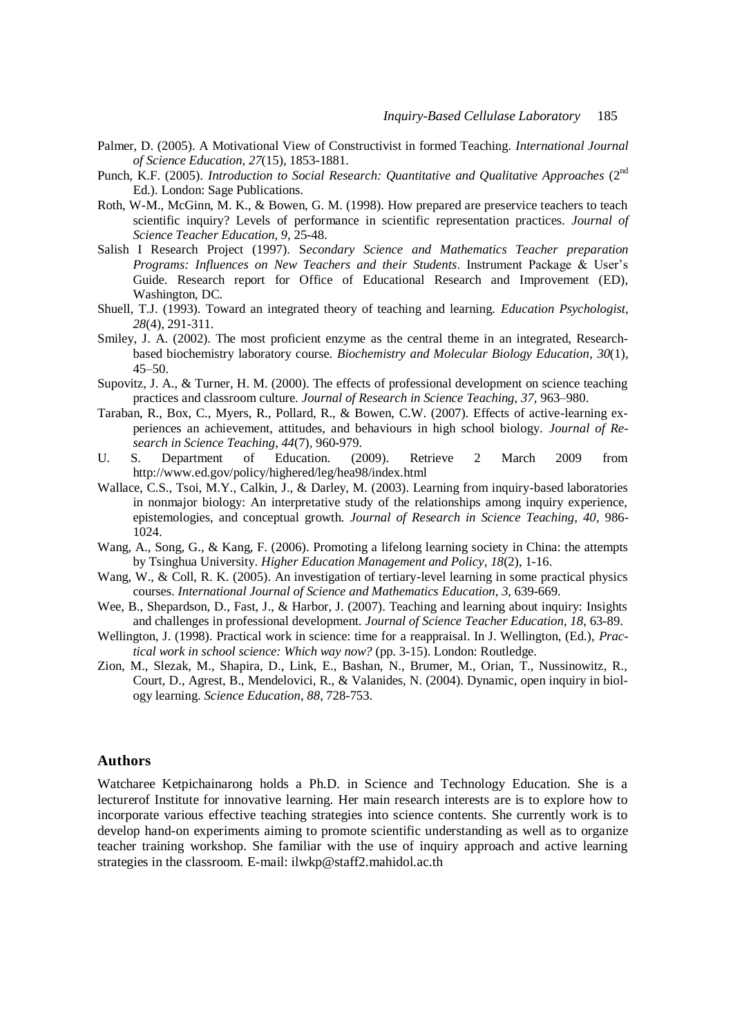Palmer, D. (2005). A Motivational View of Constructivist in formed Teaching. *International Journal of Science Education, 27*(15), 1853-1881.

Punch, K.F. (2005). *Introduction to Social Research: Quantitative and Qualitative Approaches* (2nd Ed.). London: Sage Publications.

Roth, W-M., McGinn, M. K., & Bowen, G. M. (1998). How prepared are preservice teachers to teach scientific inquiry? Levels of performance in scientific representation practices. *Journal of Science Teacher Education, 9*, 25-48.

Salish I Research Project (1997). S*econdary Science and Mathematics Teacher preparation Programs: Influences on New Teachers and their Students*. Instrument Package & User's Guide. Research report for Office of Educational Research and Improvement (ED), Washington, DC.

Shuell, T.J. (1993). Toward an integrated theory of teaching and learning. *Education Psychologist, 28*(4), 291-311.

Smiley, J. A. (2002). The most proficient enzyme as the central theme in an integrated, Research-based biochemistry laboratory course. *Biochemistry and Molecular Biology Education, 30*(1), 45–50.

Supovitz, J. A., & Turner, H. M. (2000). The effects of professional development on science teaching practices and classroom culture. *Journal of Research in Science Teaching, 37,* 963–980.

Taraban, R., Box, C., Myers, R., Pollard, R., & Bowen, C.W. (2007). Effects of active-learning experiences an achievement, attitudes, and behaviours in high school biology. *Journal of Research in Science Teaching, 44*(7), 960-979.

U. S. Department of Education. (2009). Retrieve 2 March 2009 from http://www.ed.gov/policy/highered/leg/hea98/index.html

Wallace, C.S., Tsoi, M.Y., Calkin, J., & Darley, M. (2003). Learning from inquiry-based laboratories in nonmajor biology: An interpretative study of the relationships among inquiry experience, epistemologies, and conceptual growth. *Journal of Research in Science Teaching, 40*, 986-1024.

Wang, A., Song, G., & Kang, F. (2006). Promoting a lifelong learning society in China: the attempts by Tsinghua University. *Higher Education Management and Policy, 18*(2), 1-16.

Wang, W., & Coll, R. K. (2005). An investigation of tertiary-level learning in some practical physics courses. *International Journal of Science and Mathematics Education, 3*, 639-669.

Wee, B., Shepardson, D., Fast, J., & Harbor, J. (2007). Teaching and learning about inquiry: Insights and challenges in professional development. *Journal of Science Teacher Education, 18*, 63-89.

Wellington, J. (1998). Practical work in science: time for a reappraisal. In J. Wellington, (Ed.), *Practical work in school science: Which way now?* (pp. 3-15). London: Routledge.

Zion, M., Slezak, M., Shapira, D., Link, E., Bashan, N., Brumer, M., Orian, T., Nussinowitz, R., Court, D., Agrest, B., Mendelovici, R., & Valanides, N. (2004). Dynamic, open inquiry in biology learning. *Science Education, 88*, 728-753.

## Authors

Watcharee Ketpichainarong holds a Ph.D. in Science and Technology Education. She is a lecturerof Institute for innovative learning. Her main research interests are is to explore how to incorporate various effective teaching strategies into science contents. She currently work is to develop hand-on experiments aiming to promote scientific understanding as well as to organize teacher training workshop. She familiar with the use of inquiry approach and active learning strategies in the classroom. E-mail: ilwkp@staff2.mahidol.ac.th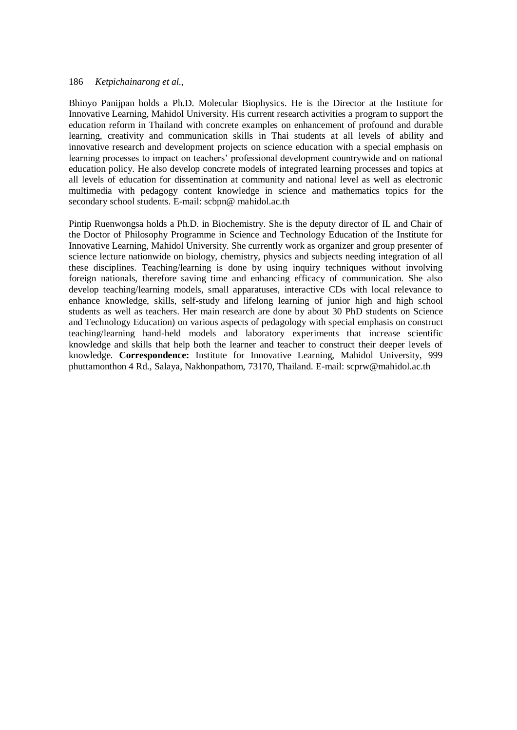Bhinyo Panijpan holds a Ph.D. Molecular Biophysics. He is the Director at the Institute for Innovative Learning, Mahidol University. His current research activities a program to support the education reform in Thailand with concrete examples on enhancement of profound and durable learning, creativity and communication skills in Thai students at all levels of ability and innovative research and development projects on science education with a special emphasis on learning processes to impact on teachers' professional development countrywide and on national education policy. He also develop concrete models of integrated learning processes and topics at all levels of education for dissemination at community and national level as well as electronic multimedia with pedagogy content knowledge in science and mathematics topics for the secondary school students. E-mail: scbpn@ mahidol.ac.th

Pintip Ruenwongsa holds a Ph.D. in Biochemistry. She is the deputy director of IL and Chair of the Doctor of Philosophy Programme in Science and Technology Education of the Institute for Innovative Learning, Mahidol University. She currently work as organizer and group presenter of science lecture nationwide on biology, chemistry, physics and subjects needing integration of all these disciplines. Teaching/learning is done by using inquiry techniques without involving foreign nationals, therefore saving time and enhancing efficacy of communication. She also develop teaching/learning models, small apparatuses, interactive CDs with local relevance to enhance knowledge, skills, self-study and lifelong learning of junior high and high school students as well as teachers. Her main research are done by about 30 PhD students on Science and Technology Education) on various aspects of pedagology with special emphasis on construct teaching/learning hand-held models and laboratory experiments that increase scientific knowledge and skills that help both the learner and teacher to construct their deeper levels of knowledge. **Correspondence:** Institute for Innovative Learning, Mahidol University, 999 phuttamonthon 4 Rd., Salaya, Nakhonpathom, 73170, Thailand. E-mail: scprw@mahidol.ac.th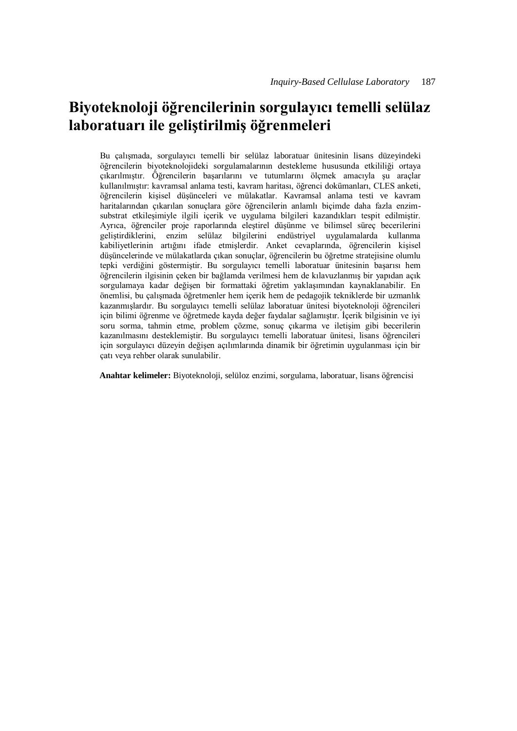# Biyoteknoloji öğrencilerinin sorgulayıcı temelli selülaz laboratuarı ile geliştirilmiş öğrenmeleri

Bu çalışmada, sorgulayıcı temelli bir selülaz laboratuar ünitesinin lisans düzeyindeki öğrencilerin biyoteknolojideki sorgulamalarının destekleme hususunda etkililiği ortaya çıkarılmıştır. Öğrencilerin başarılarını ve tutumlarını ölçmek amacıyla şu araçlar kullanılmıştır: kavramsal anlama testi, kavram haritası, öğrenci dokümanları, CLES anketi, öğrencilerin kişisel düşünceleri ve mülakatlar. Kavramsal anlama testi ve kavram haritalarından çıkarılan sonuçlara göre öğrencilerin anlamlı biçimde daha fazla enzim-substrat etkileşimiyle ilgili içerik ve uygulama bilgileri kazandıkları tespit edilmiştir. Ayrıca, öğrenciler proje raporlarında eleştirel düşünme ve bilimsel süreç becerilerini geliştirdiklerini, enzim selülaz bilgilerini endüstriyel uygulamalarda kullanma kabiliyetlerinin artığını ifade etmişlerdir. Anket cevaplarında, öğrencilerin kişisel düşüncelerinde ve mülakatlarda çıkan sonuçlar, öğrencilerin bu öğretme stratejisine olumlu tepki verdiğini göstermiştir. Bu sorgulayıcı temelli laboratuar ünitesinin başarısı hem öğrencilerin ilgisinin çeken bir bağlamda verilmesi hem de kılavuzlanmış bir yapıdan açık sorgulamaya kadar değişen bir formattaki öğretim yaklaşımından kaynaklanabilir. En önemlisi, bu çalışmada öğretmenler hem içerik hem de pedagojik tekniklerde bir uzmanlık kazanmışlardır. Bu sorgulayıcı temelli selülaz laboratuar ünitesi biyoteknoloji öğrencileri için bilimi öğrenme ve öğretmede kayda değer faydalar sağlamıştır. İçerik bilgisinin ve iyi soru sorma, tahmin etme, problem çözme, sonuç çıkarma ve iletişim gibi becerilerin kazanılmasını desteklemiştir. Bu sorgulayıcı temelli laboratuar ünitesi, lisans öğrencileri için sorgulayıcı düzeyin değişen açılımlarında dinamik bir öğretimin uygulanması için bir çatı veya rehber olarak sunulabilir.

**Anahtar kelimeler:** Biyoteknoloji, selüloz enzimi, sorgulama, laboratuar, lisans öğrencisi